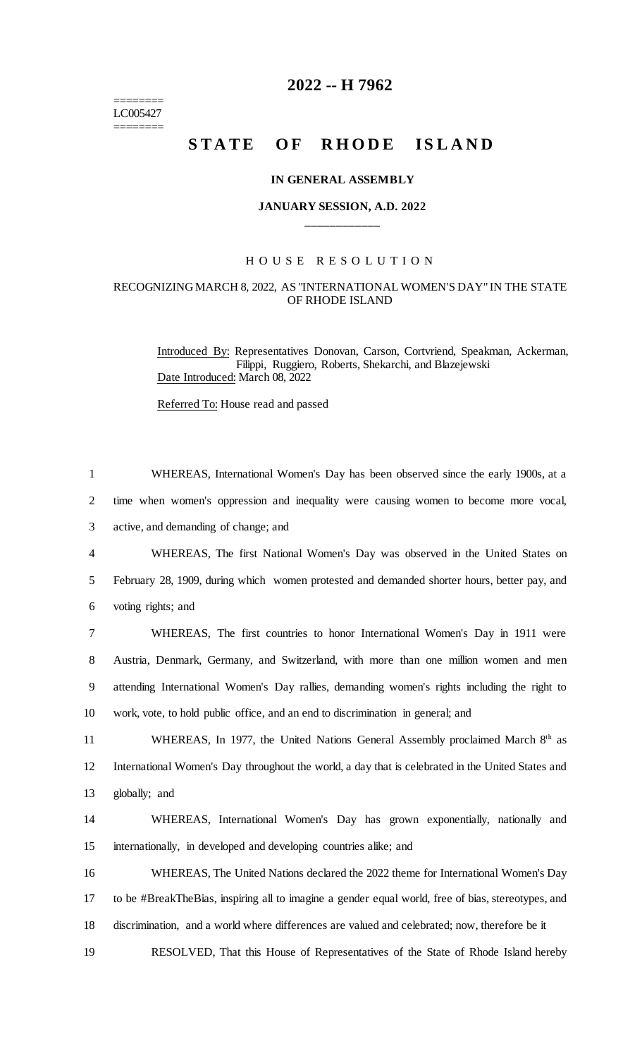LC005427

# 2022 -- H 7962

# STATE OF RHODE ISLAND

## IN GENERAL ASSEMBLY

### JANUARY SESSION, A.D. 2022

### HOUSE RESOLUTION

RECOGNIZING MARCH 8, 2022, AS "INTERNATIONAL WOMEN'S DAY" IN THE STATE OF RHODE ISLAND

Introduced By: Representatives Donovan, Carson, Cortvriend, Speakman, Ackerman, Filippi, Ruggiero, Roberts, Shekarchi, and Blazejewski

Date Introduced: March 08, 2022

Referred To: House read and passed

WHEREAS, International Women's Day has been observed since the early 1900s, at a time when women's oppression and inequality were causing women to become more vocal, active, and demanding of change; and

WHEREAS, The first National Women's Day was observed in the United States on February 28, 1909, during which women protested and demanded shorter hours, better pay, and voting rights; and

WHEREAS, The first countries to honor International Women's Day in 1911 were Austria, Denmark, Germany, and Switzerland, with more than one million women and men attending International Women's Day rallies, demanding women's rights including the right to work, vote, to hold public office, and an end to discrimination in general; and

WHEREAS, In 1977, the United Nations General Assembly proclaimed March 8th as International Women's Day throughout the world, a day that is celebrated in the United States and globally; and

WHEREAS, International Women's Day has grown exponentially, nationally and internationally, in developed and developing countries alike; and

WHEREAS, The United Nations declared the 2022 theme for International Women's Day to be #BreakTheBias, inspiring all to imagine a gender equal world, free of bias, stereotypes, and discrimination, and a world where differences are valued and celebrated; now, therefore be it

RESOLVED, That this House of Representatives of the State of Rhode Island hereby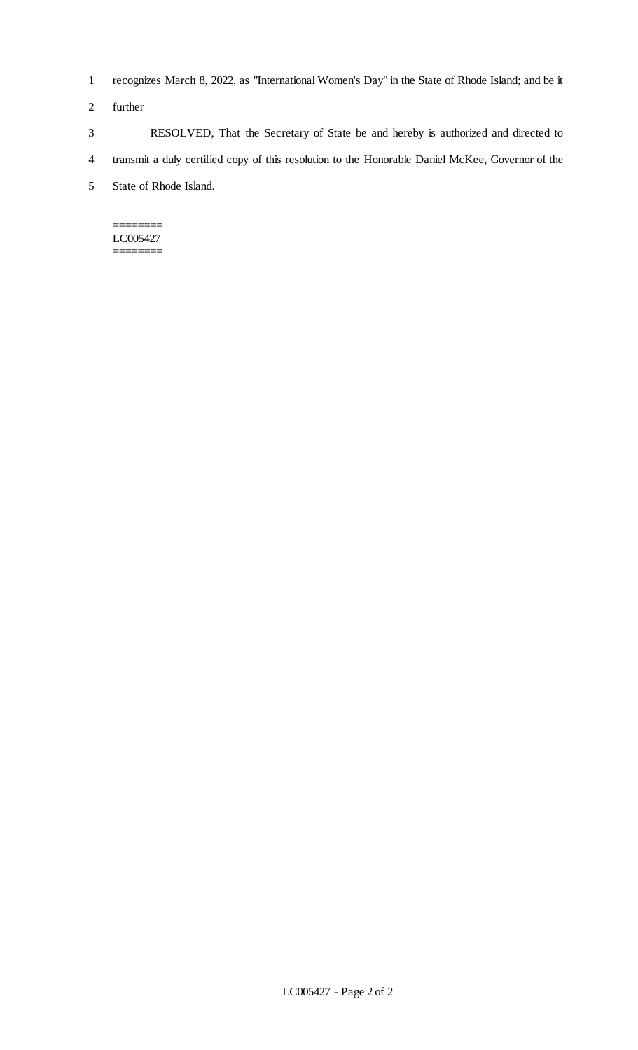recognizes March 8, 2022, as "International Women's Day" in the State of Rhode Island; and be it further

RESOLVED, That the Secretary of State be and hereby is authorized and directed to transmit a duly certified copy of this resolution to the Honorable Daniel McKee, Governor of the State of Rhode Island.

========
LC005427
========